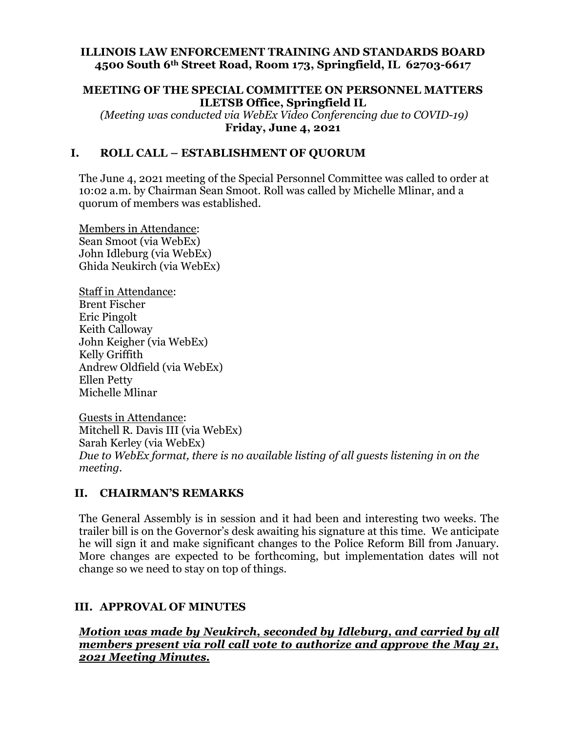**ILLINOIS LAW ENFORCEMENT TRAINING AND STANDARDS BOARD**
**4500 South 6th Street Road, Room 173, Springfield, IL 62703-6617**

**MEETING OF THE SPECIAL COMMITTEE ON PERSONNEL MATTERS**
**ILETSB Office, Springfield IL**
*(Meeting was conducted via WebEx Video Conferencing due to COVID-19)*
**Friday, June 4, 2021**

## I. ROLL CALL – ESTABLISHMENT OF QUORUM

The June 4, 2021 meeting of the Special Personnel Committee was called to order at 10:02 a.m. by Chairman Sean Smoot. Roll was called by Michelle Mlinar, and a quorum of members was established.

Members in Attendance:
Sean Smoot (via WebEx)
John Idleburg (via WebEx)
Ghida Neukirch (via WebEx)

Staff in Attendance:
Brent Fischer
Eric Pingolt
Keith Calloway
John Keigher (via WebEx)
Kelly Griffith
Andrew Oldfield (via WebEx)
Ellen Petty
Michelle Mlinar

Guests in Attendance:
Mitchell R. Davis III (via WebEx)
Sarah Kerley (via WebEx)
*Due to WebEx format, there is no available listing of all guests listening in on the meeting.*

## II. CHAIRMAN'S REMARKS

The General Assembly is in session and it had been and interesting two weeks. The trailer bill is on the Governor's desk awaiting his signature at this time. We anticipate he will sign it and make significant changes to the Police Reform Bill from January. More changes are expected to be forthcoming, but implementation dates will not change so we need to stay on top of things.

## III. APPROVAL OF MINUTES

***Motion was made by Neukirch, seconded by Idleburg, and carried by all members present via roll call vote to authorize and approve the May 21, 2021 Meeting Minutes.***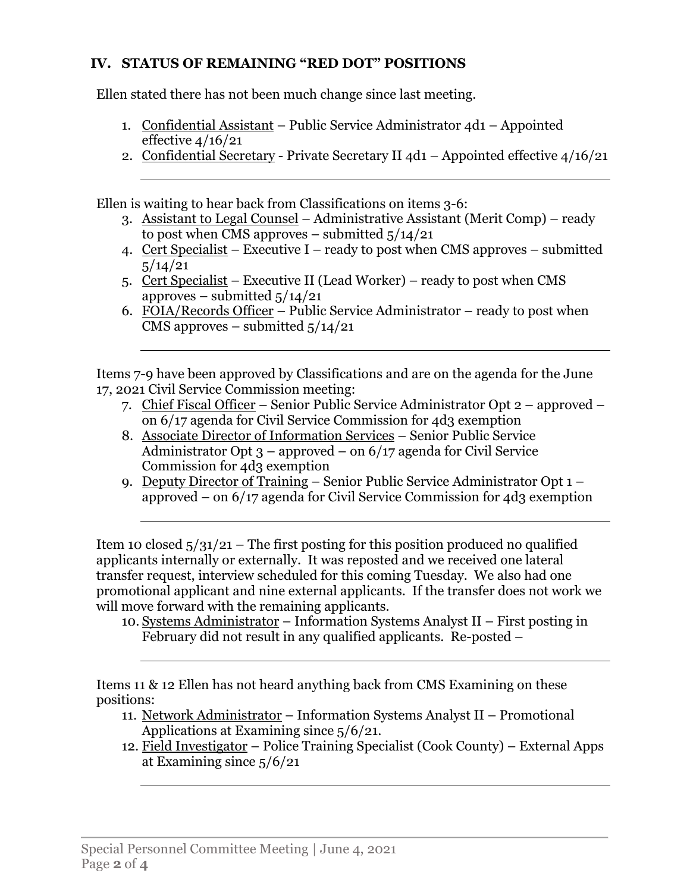## IV. STATUS OF REMAINING "RED DOT" POSITIONS

Ellen stated there has not been much change since last meeting.

1. <u>Confidential Assistant</u> – Public Service Administrator 4d1 – Appointed effective 4/16/21
2. <u>Confidential Secretary</u> - Private Secretary II 4d1 – Appointed effective 4/16/21

---

Ellen is waiting to hear back from Classifications on items 3-6:

3. <u>Assistant to Legal Counsel</u> – Administrative Assistant (Merit Comp) – ready to post when CMS approves – submitted 5/14/21
4. <u>Cert Specialist</u> – Executive I – ready to post when CMS approves – submitted 5/14/21
5. <u>Cert Specialist</u> – Executive II (Lead Worker) – ready to post when CMS approves – submitted 5/14/21
6. <u>FOIA/Records Officer</u> – Public Service Administrator – ready to post when CMS approves – submitted 5/14/21

---

Items 7-9 have been approved by Classifications and are on the agenda for the June 17, 2021 Civil Service Commission meeting:

7. <u>Chief Fiscal Officer</u> – Senior Public Service Administrator Opt 2 – approved – on 6/17 agenda for Civil Service Commission for 4d3 exemption
8. <u>Associate Director of Information Services</u> – Senior Public Service Administrator Opt 3 – approved – on 6/17 agenda for Civil Service Commission for 4d3 exemption
9. <u>Deputy Director of Training</u> – Senior Public Service Administrator Opt 1 – approved – on 6/17 agenda for Civil Service Commission for 4d3 exemption

---

Item 10 closed 5/31/21 – The first posting for this position produced no qualified applicants internally or externally. It was reposted and we received one lateral transfer request, interview scheduled for this coming Tuesday. We also had one promotional applicant and nine external applicants. If the transfer does not work we will move forward with the remaining applicants.

10. <u>Systems Administrator</u> – Information Systems Analyst II – First posting in February did not result in any qualified applicants. Re-posted –

---

Items 11 & 12 Ellen has not heard anything back from CMS Examining on these positions:

11. <u>Network Administrator</u> – Information Systems Analyst II – Promotional Applications at Examining since 5/6/21.
12. <u>Field Investigator</u> – Police Training Specialist (Cook County) – External Apps at Examining since 5/6/21

---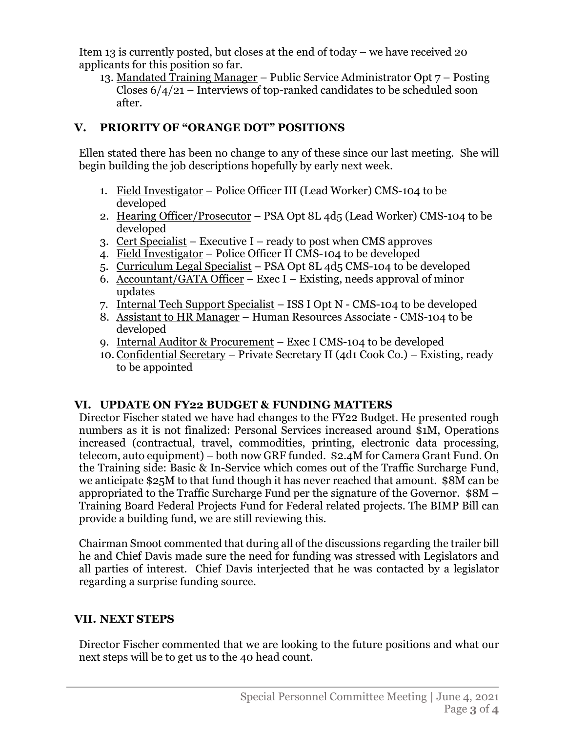Item 13 is currently posted, but closes at the end of today – we have received 20 applicants for this position so far.

13. Mandated Training Manager – Public Service Administrator Opt 7 – Posting Closes 6/4/21 – Interviews of top-ranked candidates to be scheduled soon after.

## V. PRIORITY OF "ORANGE DOT" POSITIONS

Ellen stated there has been no change to any of these since our last meeting. She will begin building the job descriptions hopefully by early next week.

1. Field Investigator – Police Officer III (Lead Worker) CMS-104 to be developed
2. Hearing Officer/Prosecutor – PSA Opt 8L 4d5 (Lead Worker) CMS-104 to be developed
3. Cert Specialist – Executive I – ready to post when CMS approves
4. Field Investigator – Police Officer II CMS-104 to be developed
5. Curriculum Legal Specialist – PSA Opt 8L 4d5 CMS-104 to be developed
6. Accountant/GATA Officer – Exec I – Existing, needs approval of minor updates
7. Internal Tech Support Specialist – ISS I Opt N - CMS-104 to be developed
8. Assistant to HR Manager – Human Resources Associate - CMS-104 to be developed
9. Internal Auditor & Procurement – Exec I CMS-104 to be developed
10. Confidential Secretary – Private Secretary II (4d1 Cook Co.) – Existing, ready to be appointed

## VI. UPDATE ON FY22 BUDGET & FUNDING MATTERS

Director Fischer stated we have had changes to the FY22 Budget. He presented rough numbers as it is not finalized: Personal Services increased around $1M, Operations increased (contractual, travel, commodities, printing, electronic data processing, telecom, auto equipment) – both now GRF funded. $2.4M for Camera Grant Fund. On the Training side: Basic & In-Service which comes out of the Traffic Surcharge Fund, we anticipate $25M to that fund though it has never reached that amount. $8M can be appropriated to the Traffic Surcharge Fund per the signature of the Governor. $8M – Training Board Federal Projects Fund for Federal related projects. The BIMP Bill can provide a building fund, we are still reviewing this.

Chairman Smoot commented that during all of the discussions regarding the trailer bill he and Chief Davis made sure the need for funding was stressed with Legislators and all parties of interest. Chief Davis interjected that he was contacted by a legislator regarding a surprise funding source.

## VII. NEXT STEPS

Director Fischer commented that we are looking to the future positions and what our next steps will be to get us to the 40 head count.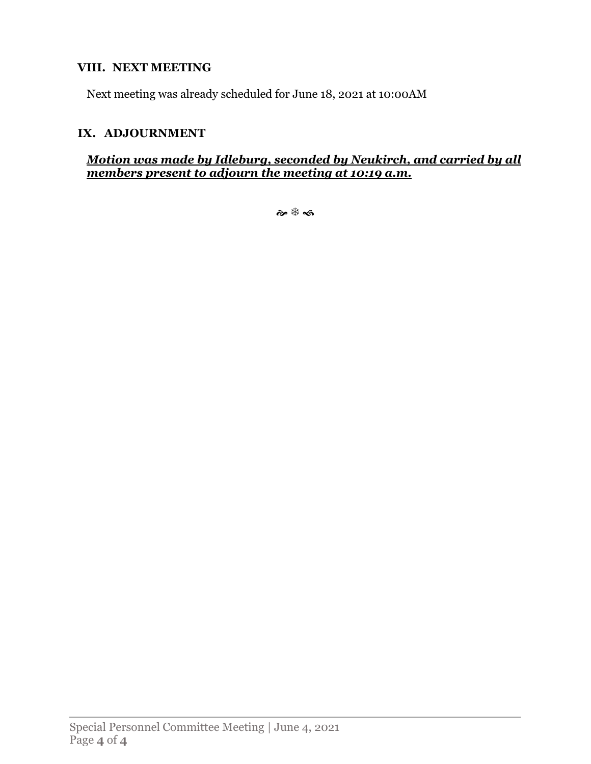## VIII. NEXT MEETING

Next meeting was already scheduled for June 18, 2021 at 10:00AM

## IX. ADJOURNMENT

***Motion was made by Idleburg, seconded by Neukirch, and carried by all members present to adjourn the meeting at 10:19 a.m.***

☙ ❄ ❧